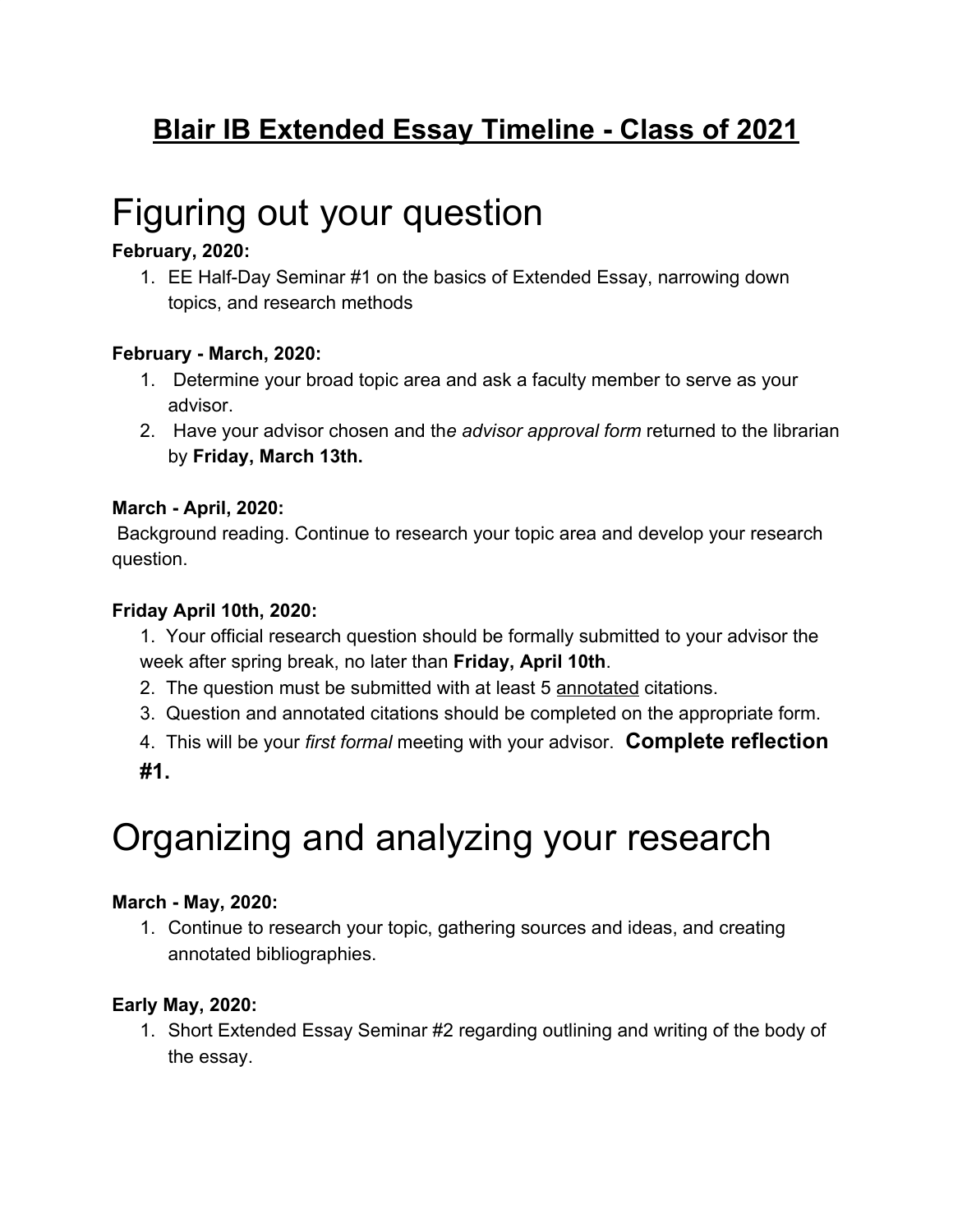# **Blair IB Extended Essay Timeline - Class of 2021**

# Figuring out your question

**February, 2020:**

1. EE Half-Day Seminar #1 on the basics of Extended Essay, narrowing down topics, and research methods

**February - March, 2020:**

1. Determine your broad topic area and ask a faculty member to serve as your advisor.
2. Have your advisor chosen and the *advisor approval form* returned to the librarian by **Friday, March 13th.**

**March - April, 2020:**

Background reading. Continue to research your topic area and develop your research question.

**Friday April 10th, 2020:**

1. Your official research question should be formally submitted to your advisor the week after spring break, no later than **Friday, April 10th**.
2. The question must be submitted with at least 5 <u>annotated</u> citations.
3. Question and annotated citations should be completed on the appropriate form.
4. This will be your *first formal* meeting with your advisor. **Complete reflection #1.**

# Organizing and analyzing your research

**March - May, 2020:**

1. Continue to research your topic, gathering sources and ideas, and creating annotated bibliographies.

**Early May, 2020:**

1. Short Extended Essay Seminar #2 regarding outlining and writing of the body of the essay.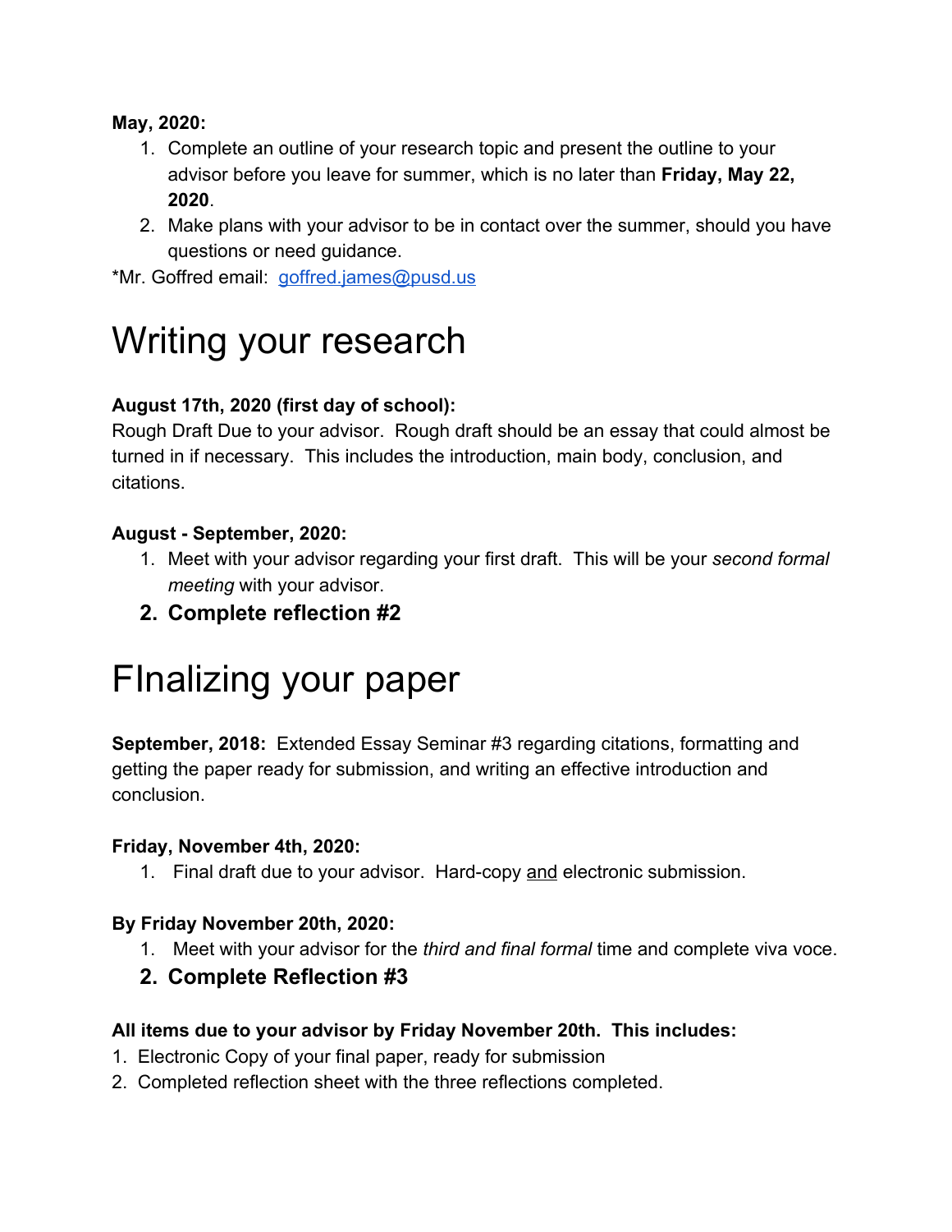**May, 2020:**

1. Complete an outline of your research topic and present the outline to your advisor before you leave for summer, which is no later than **Friday, May 22, 2020**.
2. Make plans with your advisor to be in contact over the summer, should you have questions or need guidance.

*Mr. Goffred email: goffred.james@pusd.us

# Writing your research

**August 17th, 2020 (first day of school):**
Rough Draft Due to your advisor. Rough draft should be an essay that could almost be turned in if necessary. This includes the introduction, main body, conclusion, and citations.

**August - September, 2020:**

1. Meet with your advisor regarding your first draft. This will be your *second formal meeting* with your advisor.
2. **Complete reflection #2**

# FInalizing your paper

**September, 2018:** Extended Essay Seminar #3 regarding citations, formatting and getting the paper ready for submission, and writing an effective introduction and conclusion.

**Friday, November 4th, 2020:**

1. Final draft due to your advisor. Hard-copy and electronic submission.

**By Friday November 20th, 2020:**

1. Meet with your advisor for the *third and final formal* time and complete viva voce.
2. **Complete Reflection #3**

**All items due to your advisor by Friday November 20th. This includes:**

1. Electronic Copy of your final paper, ready for submission
2. Completed reflection sheet with the three reflections completed.